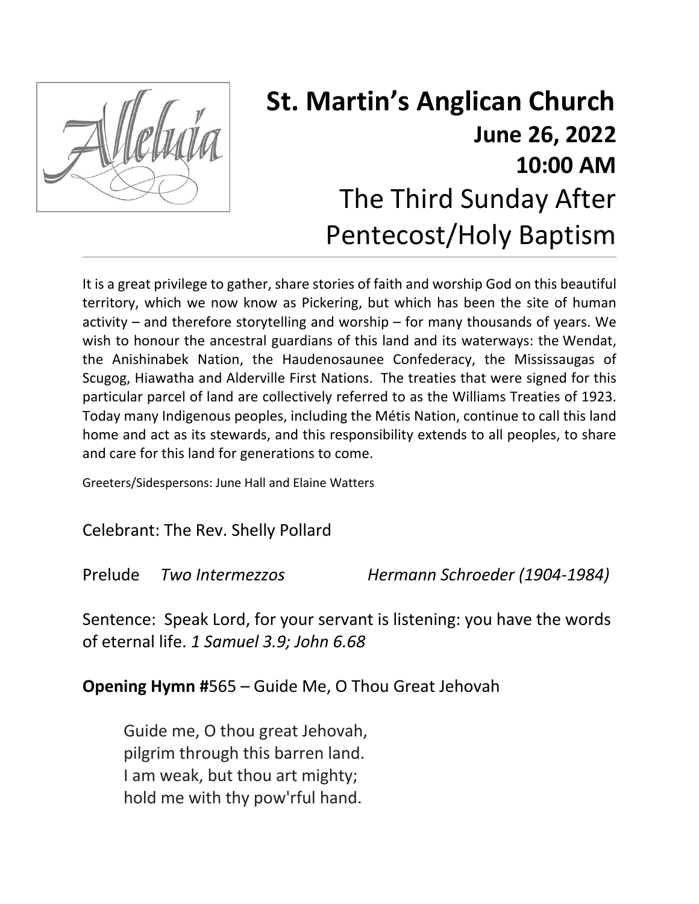# St. Martin's Anglican Church

## June 26, 2022

## 10:00 AM

## The Third Sunday After Pentecost/Holy Baptism

It is a great privilege to gather, share stories of faith and worship God on this beautiful territory, which we now know as Pickering, but which has been the site of human activity – and therefore storytelling and worship – for many thousands of years. We wish to honour the ancestral guardians of this land and its waterways: the Wendat, the Anishinabek Nation, the Haudenosaunee Confederacy, the Mississaugas of Scugog, Hiawatha and Alderville First Nations. The treaties that were signed for this particular parcel of land are collectively referred to as the Williams Treaties of 1923. Today many Indigenous peoples, including the Métis Nation, continue to call this land home and act as its stewards, and this responsibility extends to all peoples, to share and care for this land for generations to come.

Greeters/Sidespersons: June Hall and Elaine Watters

Celebrant: The Rev. Shelly Pollard

Prelude *Two Intermezzos* *Hermann Schroeder (1904-1984)*

Sentence: Speak Lord, for your servant is listening: you have the words of eternal life. *1 Samuel 3.9; John 6.68*

**Opening Hymn #**565 – Guide Me, O Thou Great Jehovah

Guide me, O thou great Jehovah,
pilgrim through this barren land.
I am weak, but thou art mighty;
hold me with thy pow'rful hand.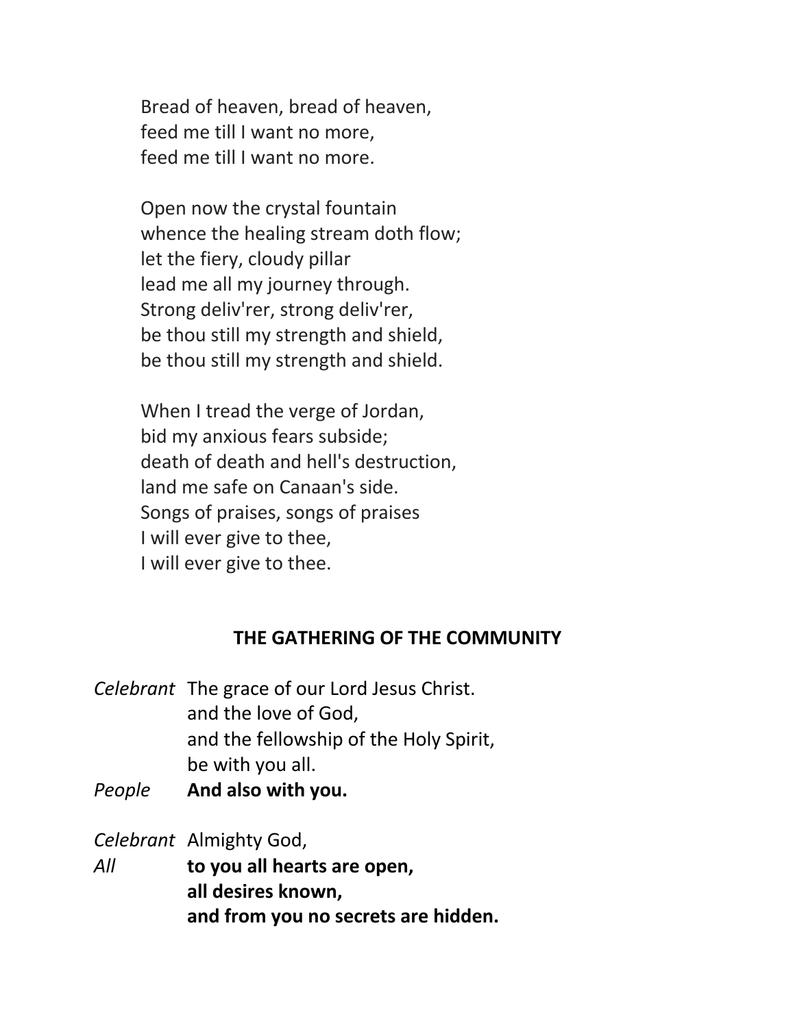Bread of heaven, bread of heaven,
feed me till I want no more,
feed me till I want no more.

Open now the crystal fountain
whence the healing stream doth flow;
let the fiery, cloudy pillar
lead me all my journey through.
Strong deliv'rer, strong deliv'rer,
be thou still my strength and shield,
be thou still my strength and shield.

When I tread the verge of Jordan,
bid my anxious fears subside;
death of death and hell's destruction,
land me safe on Canaan's side.
Songs of praises, songs of praises
I will ever give to thee,
I will ever give to thee.

## THE GATHERING OF THE COMMUNITY

*Celebrant* The grace of our Lord Jesus Christ.
and the love of God,
and the fellowship of the Holy Spirit,
be with you all.

*People* **And also with you.**

*Celebrant* Almighty God,

*All* **to you all hearts are open,
all desires known,
and from you no secrets are hidden.**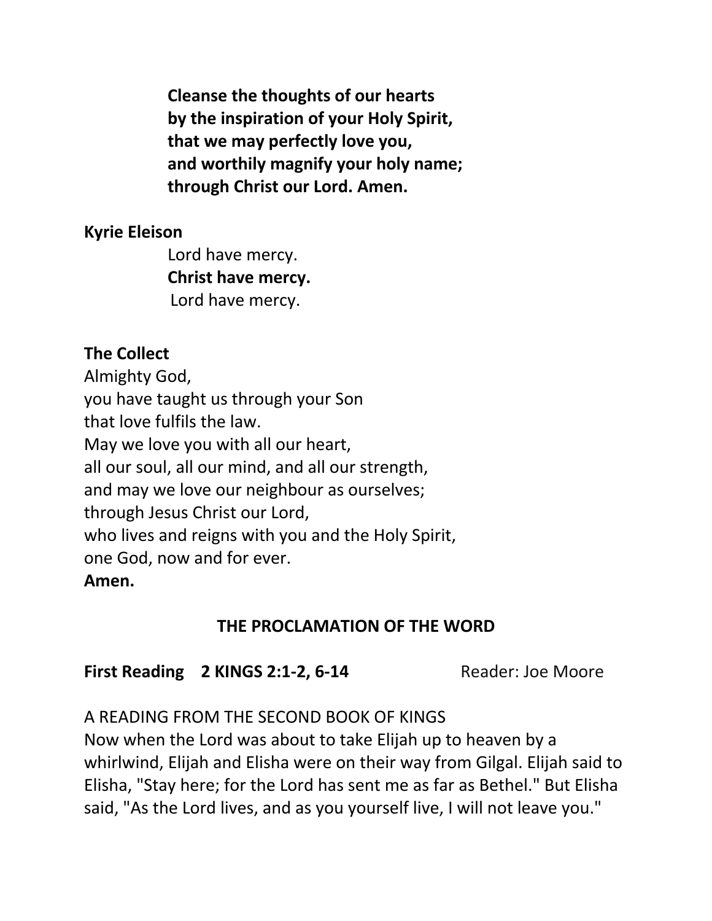**Cleanse the thoughts of our hearts**
**by the inspiration of your Holy Spirit,**
**that we may perfectly love you,**
**and worthily magnify your holy name;**
**through Christ our Lord. Amen.**

**Kyrie Eleison**

Lord have mercy.
**Christ have mercy.**
Lord have mercy.

**The Collect**

Almighty God,
you have taught us through your Son
that love fulfils the law.
May we love you with all our heart,
all our soul, all our mind, and all our strength,
and may we love our neighbour as ourselves;
through Jesus Christ our Lord,
who lives and reigns with you and the Holy Spirit,
one God, now and for ever.
**Amen.**

## THE PROCLAMATION OF THE WORD

**First Reading 2 KINGS 2:1-2, 6-14** Reader: Joe Moore

A READING FROM THE SECOND BOOK OF KINGS
Now when the Lord was about to take Elijah up to heaven by a whirlwind, Elijah and Elisha were on their way from Gilgal. Elijah said to Elisha, "Stay here; for the Lord has sent me as far as Bethel." But Elisha said, "As the Lord lives, and as you yourself live, I will not leave you."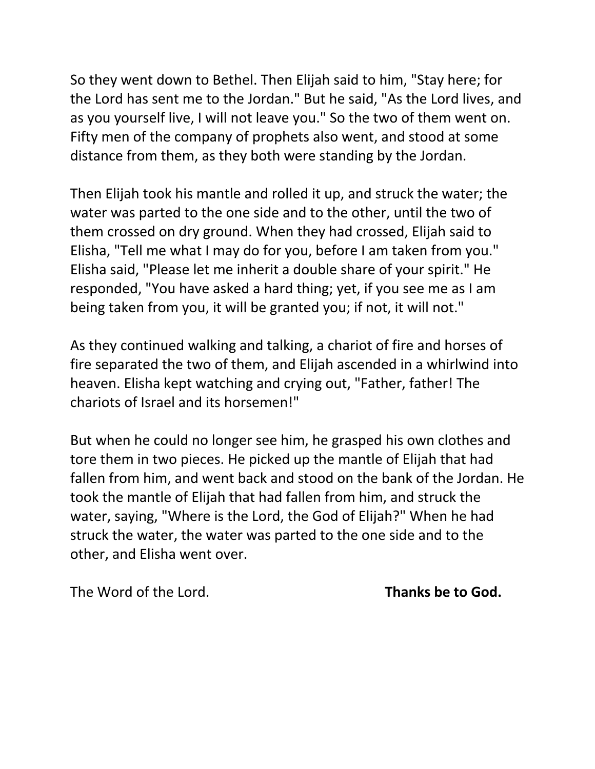So they went down to Bethel. Then Elijah said to him, "Stay here; for the Lord has sent me to the Jordan." But he said, "As the Lord lives, and as you yourself live, I will not leave you." So the two of them went on. Fifty men of the company of prophets also went, and stood at some distance from them, as they both were standing by the Jordan.

Then Elijah took his mantle and rolled it up, and struck the water; the water was parted to the one side and to the other, until the two of them crossed on dry ground. When they had crossed, Elijah said to Elisha, "Tell me what I may do for you, before I am taken from you." Elisha said, "Please let me inherit a double share of your spirit." He responded, "You have asked a hard thing; yet, if you see me as I am being taken from you, it will be granted you; if not, it will not."

As they continued walking and talking, a chariot of fire and horses of fire separated the two of them, and Elijah ascended in a whirlwind into heaven. Elisha kept watching and crying out, "Father, father! The chariots of Israel and its horsemen!"

But when he could no longer see him, he grasped his own clothes and tore them in two pieces. He picked up the mantle of Elijah that had fallen from him, and went back and stood on the bank of the Jordan. He took the mantle of Elijah that had fallen from him, and struck the water, saying, "Where is the Lord, the God of Elijah?" When he had struck the water, the water was parted to the one side and to the other, and Elisha went over.

The Word of the Lord. **Thanks be to God.**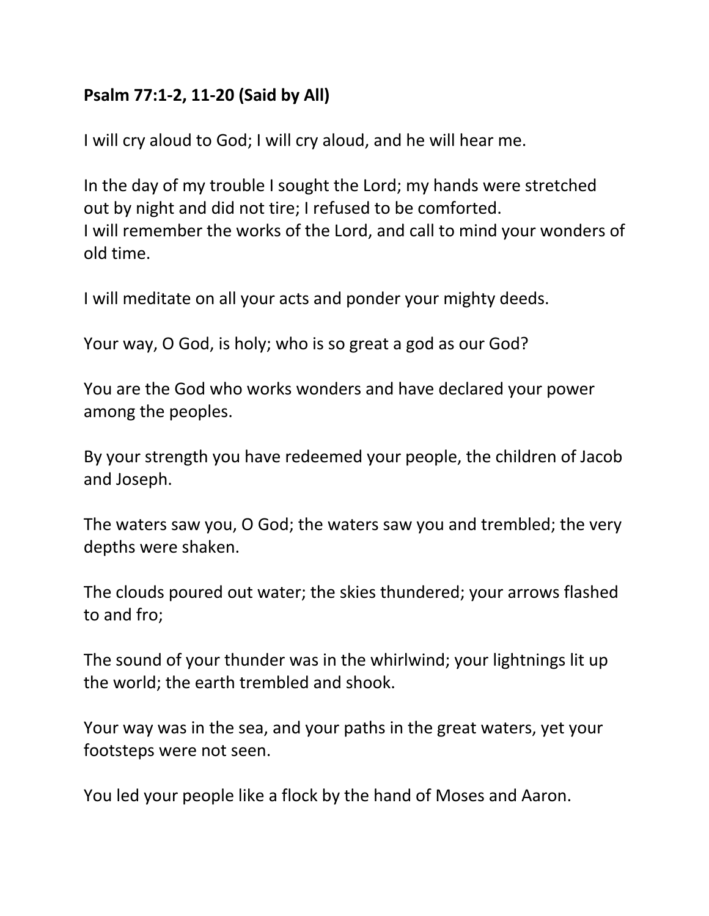**Psalm 77:1-2, 11-20 (Said by All)**

I will cry aloud to God; I will cry aloud, and he will hear me.

In the day of my trouble I sought the Lord; my hands were stretched out by night and did not tire; I refused to be comforted.
I will remember the works of the Lord, and call to mind your wonders of old time.

I will meditate on all your acts and ponder your mighty deeds.

Your way, O God, is holy; who is so great a god as our God?

You are the God who works wonders and have declared your power among the peoples.

By your strength you have redeemed your people, the children of Jacob and Joseph.

The waters saw you, O God; the waters saw you and trembled; the very depths were shaken.

The clouds poured out water; the skies thundered; your arrows flashed to and fro;

The sound of your thunder was in the whirlwind; your lightnings lit up the world; the earth trembled and shook.

Your way was in the sea, and your paths in the great waters, yet your footsteps were not seen.

You led your people like a flock by the hand of Moses and Aaron.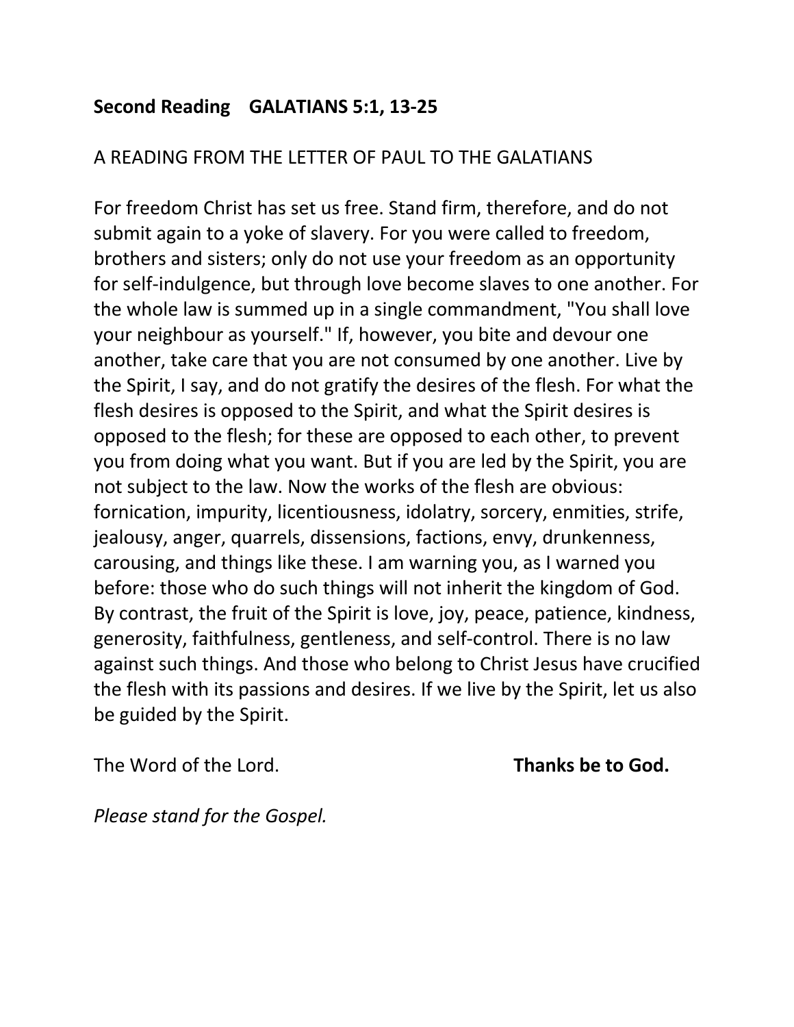**Second Reading GALATIANS 5:1, 13-25**

A READING FROM THE LETTER OF PAUL TO THE GALATIANS

For freedom Christ has set us free. Stand firm, therefore, and do not submit again to a yoke of slavery. For you were called to freedom, brothers and sisters; only do not use your freedom as an opportunity for self-indulgence, but through love become slaves to one another. For the whole law is summed up in a single commandment, "You shall love your neighbour as yourself." If, however, you bite and devour one another, take care that you are not consumed by one another. Live by the Spirit, I say, and do not gratify the desires of the flesh. For what the flesh desires is opposed to the Spirit, and what the Spirit desires is opposed to the flesh; for these are opposed to each other, to prevent you from doing what you want. But if you are led by the Spirit, you are not subject to the law. Now the works of the flesh are obvious: fornication, impurity, licentiousness, idolatry, sorcery, enmities, strife, jealousy, anger, quarrels, dissensions, factions, envy, drunkenness, carousing, and things like these. I am warning you, as I warned you before: those who do such things will not inherit the kingdom of God. By contrast, the fruit of the Spirit is love, joy, peace, patience, kindness, generosity, faithfulness, gentleness, and self-control. There is no law against such things. And those who belong to Christ Jesus have crucified the flesh with its passions and desires. If we live by the Spirit, let us also be guided by the Spirit.

The Word of the Lord. **Thanks be to God.**

*Please stand for the Gospel.*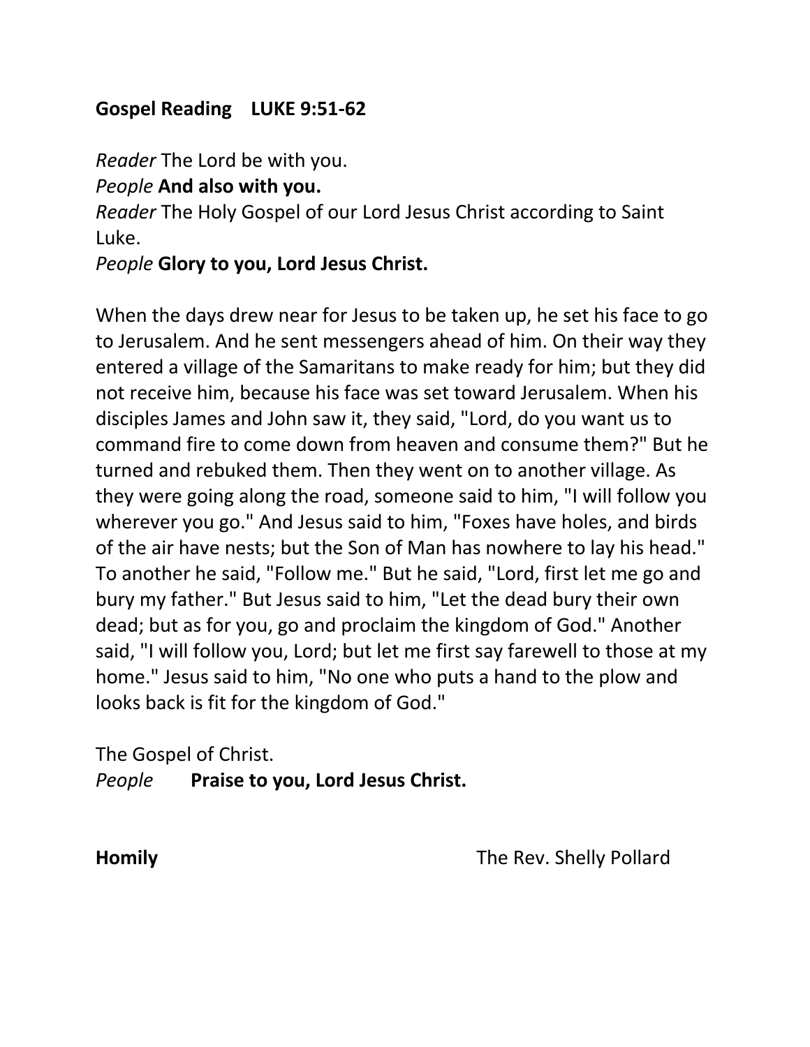**Gospel Reading LUKE 9:51-62**

*Reader* The Lord be with you.
*People* **And also with you.**
*Reader* The Holy Gospel of our Lord Jesus Christ according to Saint Luke.
*People* **Glory to you, Lord Jesus Christ.**

When the days drew near for Jesus to be taken up, he set his face to go to Jerusalem. And he sent messengers ahead of him. On their way they entered a village of the Samaritans to make ready for him; but they did not receive him, because his face was set toward Jerusalem. When his disciples James and John saw it, they said, "Lord, do you want us to command fire to come down from heaven and consume them?" But he turned and rebuked them. Then they went on to another village. As they were going along the road, someone said to him, "I will follow you wherever you go." And Jesus said to him, "Foxes have holes, and birds of the air have nests; but the Son of Man has nowhere to lay his head." To another he said, "Follow me." But he said, "Lord, first let me go and bury my father." But Jesus said to him, "Let the dead bury their own dead; but as for you, go and proclaim the kingdom of God." Another said, "I will follow you, Lord; but let me first say farewell to those at my home." Jesus said to him, "No one who puts a hand to the plow and looks back is fit for the kingdom of God."

The Gospel of Christ.
*People* **Praise to you, Lord Jesus Christ.**

**Homily** The Rev. Shelly Pollard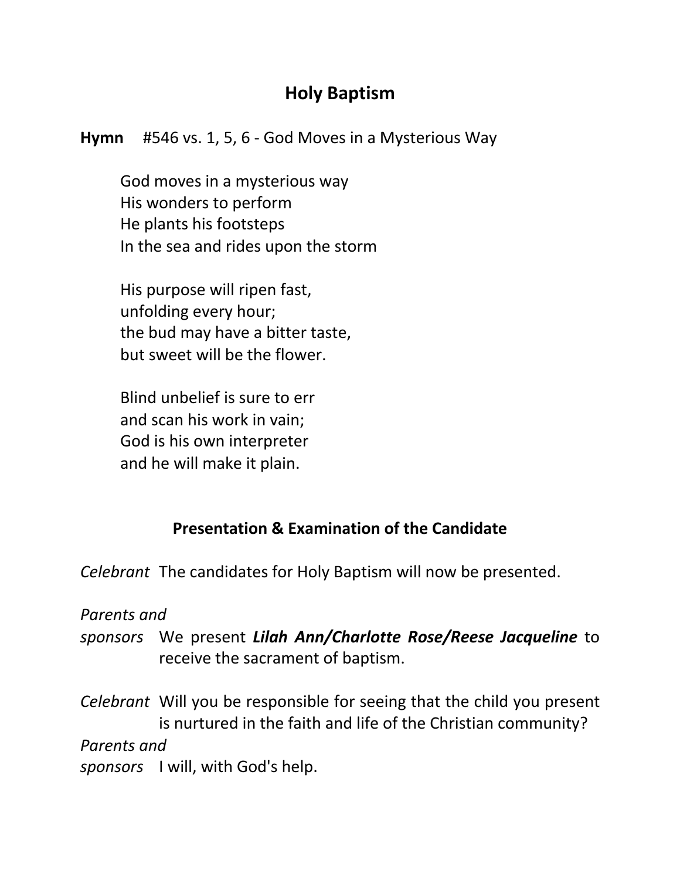# Holy Baptism

**Hymn** #546 vs. 1, 5, 6 - God Moves in a Mysterious Way

God moves in a mysterious way  
His wonders to perform  
He plants his footsteps  
In the sea and rides upon the storm

His purpose will ripen fast,  
unfolding every hour;  
the bud may have a bitter taste,  
but sweet will be the flower.

Blind unbelief is sure to err  
and scan his work in vain;  
God is his own interpreter  
and he will make it plain.

## Presentation & Examination of the Candidate

*Celebrant* The candidates for Holy Baptism will now be presented.

*Parents and sponsors* We present ***Lilah Ann/Charlotte Rose/Reese Jacqueline*** to receive the sacrament of baptism.

*Celebrant* Will you be responsible for seeing that the child you present is nurtured in the faith and life of the Christian community?

*Parents and sponsors* I will, with God's help.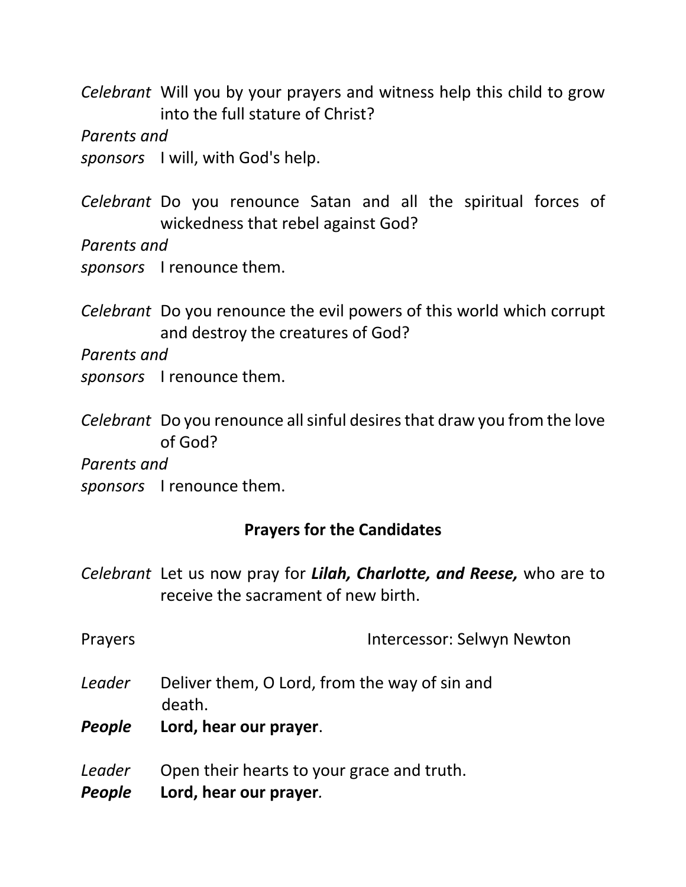*Celebrant* Will you by your prayers and witness help this child to grow into the full stature of Christ?

*Parents and sponsors* I will, with God's help.

*Celebrant* Do you renounce Satan and all the spiritual forces of wickedness that rebel against God?

*Parents and sponsors* I renounce them.

*Celebrant* Do you renounce the evil powers of this world which corrupt and destroy the creatures of God?

*Parents and sponsors* I renounce them.

*Celebrant* Do you renounce all sinful desires that draw you from the love of God?

*Parents and sponsors* I renounce them.

**Prayers for the Candidates**

*Celebrant* Let us now pray for ***Lilah, Charlotte, and Reese,*** who are to receive the sacrament of new birth.

Prayers Intercessor: Selwyn Newton

*Leader* Deliver them, O Lord, from the way of sin and death.

***People*** **Lord, hear our prayer**.

*Leader* Open their hearts to your grace and truth.

***People*** **Lord, hear our prayer**.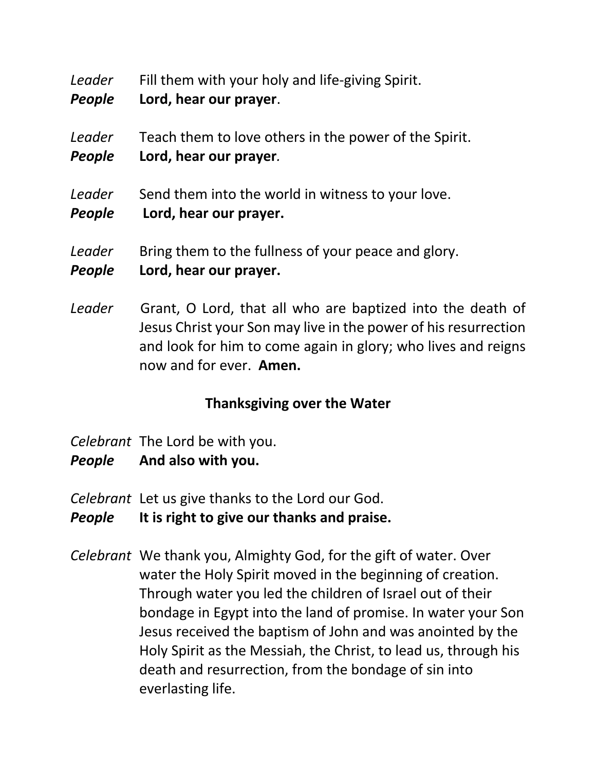*Leader* Fill them with your holy and life-giving Spirit.
***People*** **Lord, hear our prayer**.

*Leader* Teach them to love others in the power of the Spirit.
***People*** **Lord, hear our prayer**.

*Leader* Send them into the world in witness to your love.
***People*** **Lord, hear our prayer.**

*Leader* Bring them to the fullness of your peace and glory.
***People*** **Lord, hear our prayer.**

*Leader* Grant, O Lord, that all who are baptized into the death of Jesus Christ your Son may live in the power of his resurrection and look for him to come again in glory; who lives and reigns now and for ever. **Amen.**

**Thanksgiving over the Water**

*Celebrant* The Lord be with you.
***People*** **And also with you.**

*Celebrant* Let us give thanks to the Lord our God.
***People*** **It is right to give our thanks and praise.**

*Celebrant* We thank you, Almighty God, for the gift of water. Over water the Holy Spirit moved in the beginning of creation. Through water you led the children of Israel out of their bondage in Egypt into the land of promise. In water your Son Jesus received the baptism of John and was anointed by the Holy Spirit as the Messiah, the Christ, to lead us, through his death and resurrection, from the bondage of sin into everlasting life.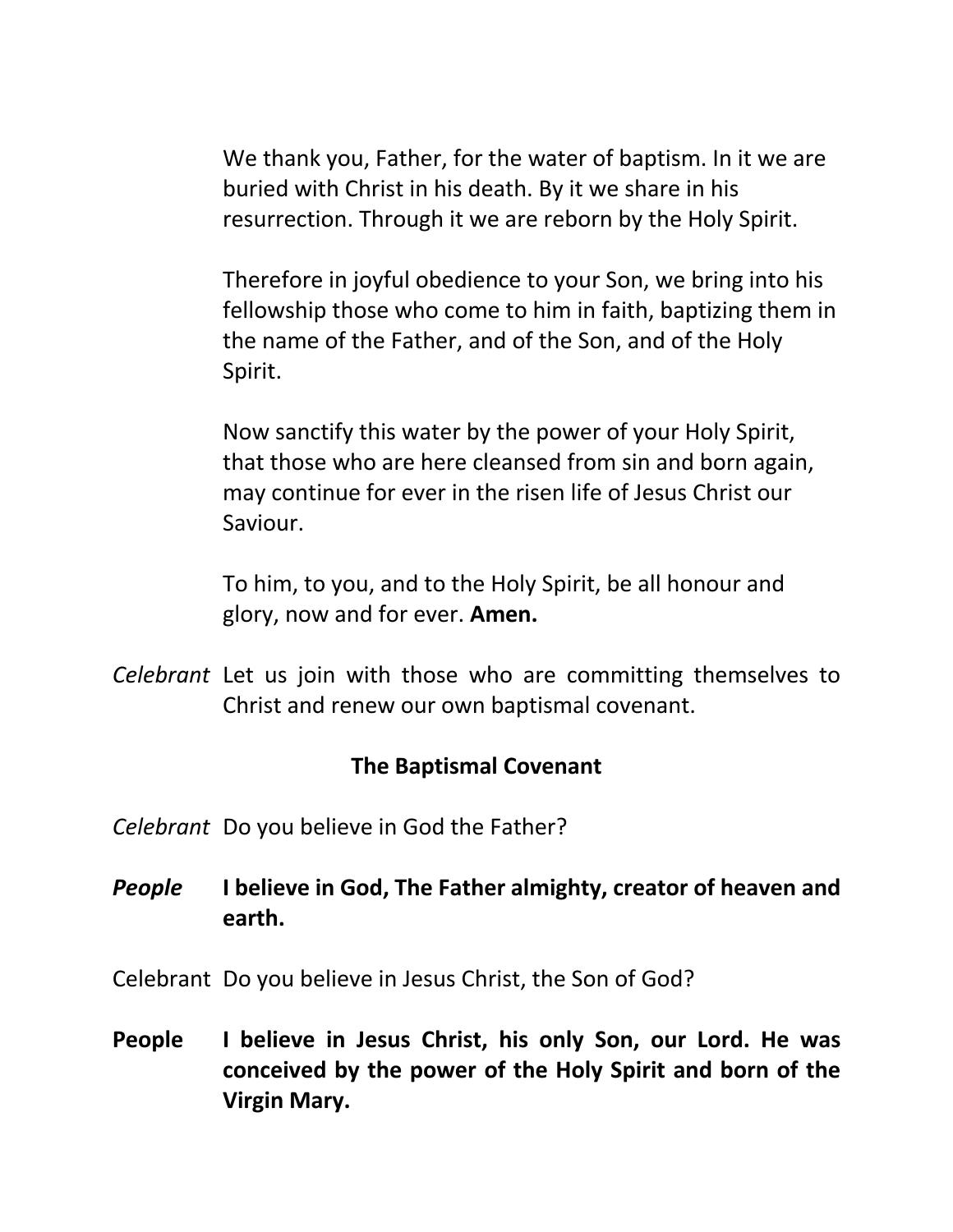We thank you, Father, for the water of baptism. In it we are buried with Christ in his death. By it we share in his resurrection. Through it we are reborn by the Holy Spirit.

Therefore in joyful obedience to your Son, we bring into his fellowship those who come to him in faith, baptizing them in the name of the Father, and of the Son, and of the Holy Spirit.

Now sanctify this water by the power of your Holy Spirit, that those who are here cleansed from sin and born again, may continue for ever in the risen life of Jesus Christ our Saviour.

To him, to you, and to the Holy Spirit, be all honour and glory, now and for ever. **Amen.**

*Celebrant* Let us join with those who are committing themselves to Christ and renew our own baptismal covenant.

**The Baptismal Covenant**

*Celebrant* Do you believe in God the Father?

***People*** **I believe in God, The Father almighty, creator of heaven and earth.**

Celebrant Do you believe in Jesus Christ, the Son of God?

**People** **I believe in Jesus Christ, his only Son, our Lord. He was conceived by the power of the Holy Spirit and born of the Virgin Mary.**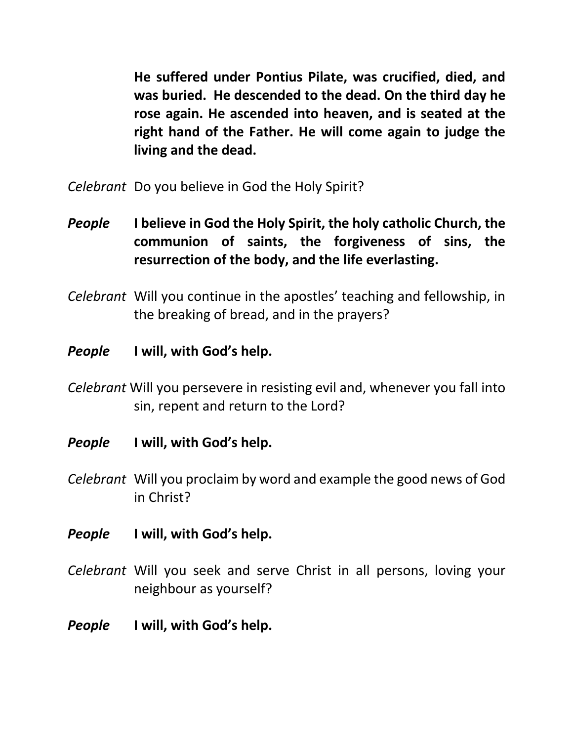**He suffered under Pontius Pilate, was crucified, died, and was buried. He descended to the dead. On the third day he rose again. He ascended into heaven, and is seated at the right hand of the Father. He will come again to judge the living and the dead.**

*Celebrant* Do you believe in God the Holy Spirit?

***People*** **I believe in God the Holy Spirit, the holy catholic Church, the communion of saints, the forgiveness of sins, the resurrection of the body, and the life everlasting.**

*Celebrant* Will you continue in the apostles' teaching and fellowship, in the breaking of bread, and in the prayers?

***People*** **I will, with God's help.**

*Celebrant* Will you persevere in resisting evil and, whenever you fall into sin, repent and return to the Lord?

***People*** **I will, with God's help.**

*Celebrant* Will you proclaim by word and example the good news of God in Christ?

***People*** **I will, with God's help.**

*Celebrant* Will you seek and serve Christ in all persons, loving your neighbour as yourself?

***People*** **I will, with God's help.**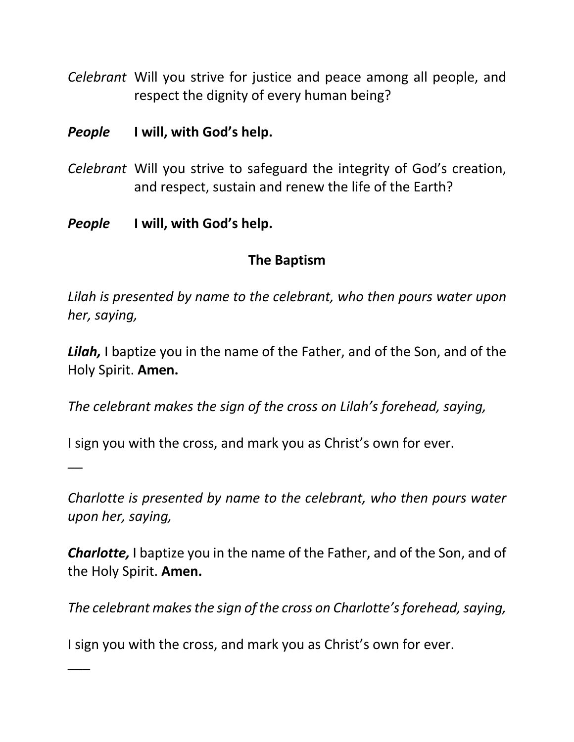*Celebrant* Will you strive for justice and peace among all people, and respect the dignity of every human being?

***People*** **I will, with God's help.**

*Celebrant* Will you strive to safeguard the integrity of God's creation, and respect, sustain and renew the life of the Earth?

***People*** **I will, with God's help.**

## The Baptism

*Lilah is presented by name to the celebrant, who then pours water upon her, saying,*

***Lilah,*** I baptize you in the name of the Father, and of the Son, and of the Holy Spirit. **Amen.**

*The celebrant makes the sign of the cross on Lilah's forehead, saying,*

I sign you with the cross, and mark you as Christ's own for ever.

—

*Charlotte is presented by name to the celebrant, who then pours water upon her, saying,*

***Charlotte,*** I baptize you in the name of the Father, and of the Son, and of the Holy Spirit. **Amen.**

*The celebrant makes the sign of the cross on Charlotte's forehead, saying,*

I sign you with the cross, and mark you as Christ's own for ever.

—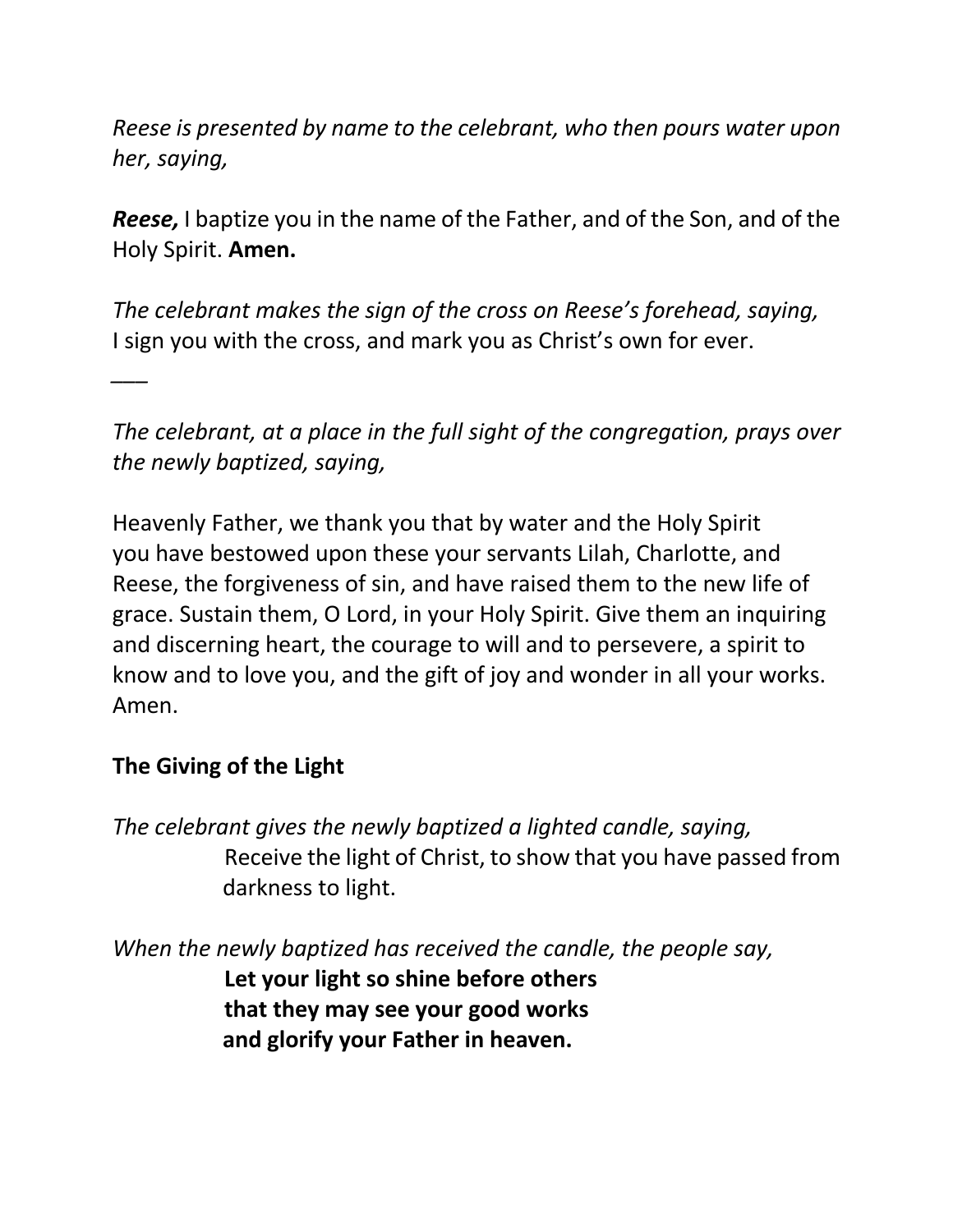*Reese is presented by name to the celebrant, who then pours water upon her, saying,*

***Reese,*** I baptize you in the name of the Father, and of the Son, and of the Holy Spirit. **Amen.**

*The celebrant makes the sign of the cross on Reese's forehead, saying,*
I sign you with the cross, and mark you as Christ's own for ever.

___

*The celebrant, at a place in the full sight of the congregation, prays over the newly baptized, saying,*

Heavenly Father, we thank you that by water and the Holy Spirit you have bestowed upon these your servants Lilah, Charlotte, and Reese, the forgiveness of sin, and have raised them to the new life of grace. Sustain them, O Lord, in your Holy Spirit. Give them an inquiring and discerning heart, the courage to will and to persevere, a spirit to know and to love you, and the gift of joy and wonder in all your works. Amen.

**The Giving of the Light**

*The celebrant gives the newly baptized a lighted candle, saying,*
Receive the light of Christ, to show that you have passed from darkness to light.

*When the newly baptized has received the candle, the people say,*
**Let your light so shine before others**
**that they may see your good works**
**and glorify your Father in heaven.**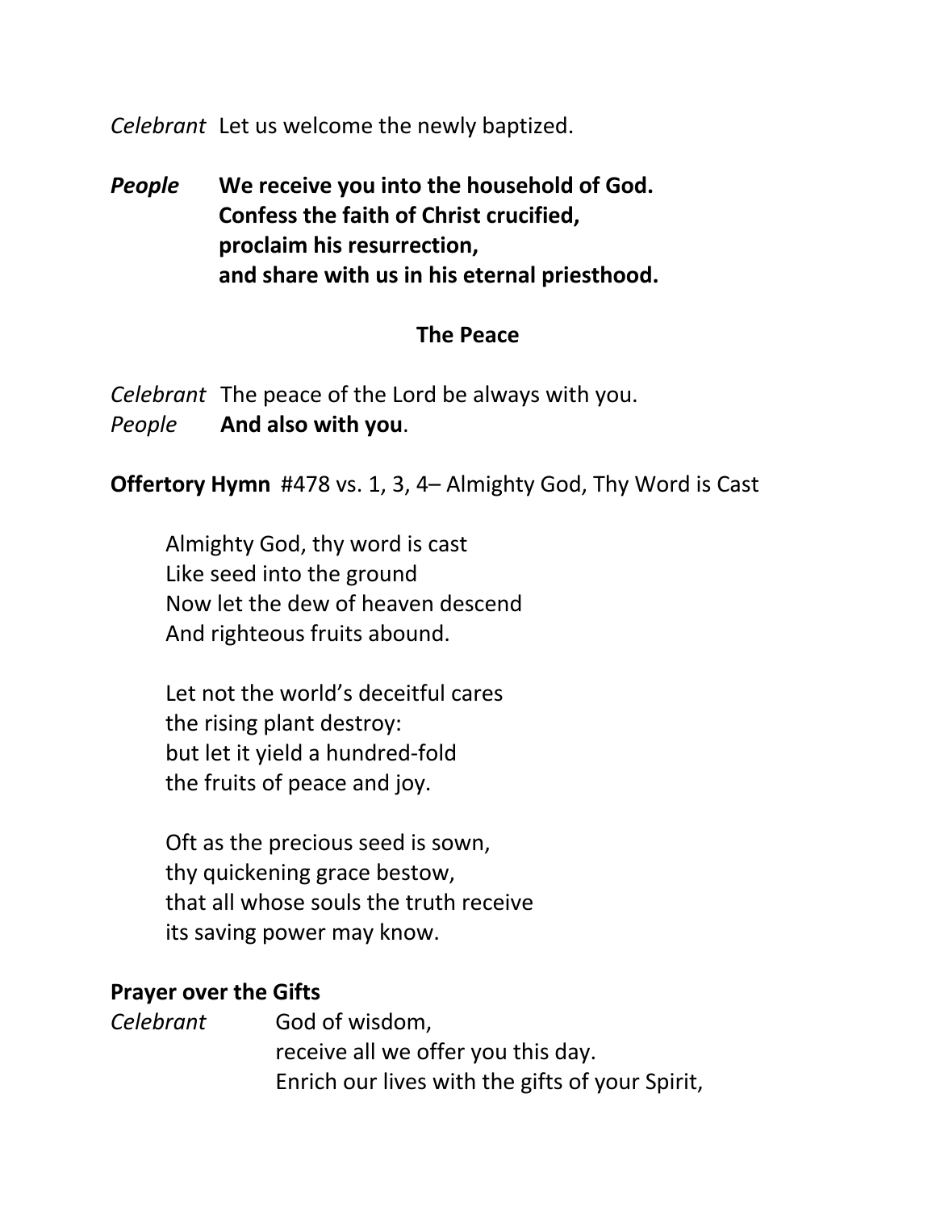*Celebrant* Let us welcome the newly baptized.

***People*** **We receive you into the household of God.**
**Confess the faith of Christ crucified,**
**proclaim his resurrection,**
**and share with us in his eternal priesthood.**

**The Peace**

*Celebrant* The peace of the Lord be always with you.
*People* **And also with you**.

**Offertory Hymn** #478 vs. 1, 3, 4– Almighty God, Thy Word is Cast

Almighty God, thy word is cast
Like seed into the ground
Now let the dew of heaven descend
And righteous fruits abound.

Let not the world's deceitful cares
the rising plant destroy:
but let it yield a hundred-fold
the fruits of peace and joy.

Oft as the precious seed is sown,
thy quickening grace bestow,
that all whose souls the truth receive
its saving power may know.

**Prayer over the Gifts**

*Celebrant* God of wisdom,
receive all we offer you this day.
Enrich our lives with the gifts of your Spirit,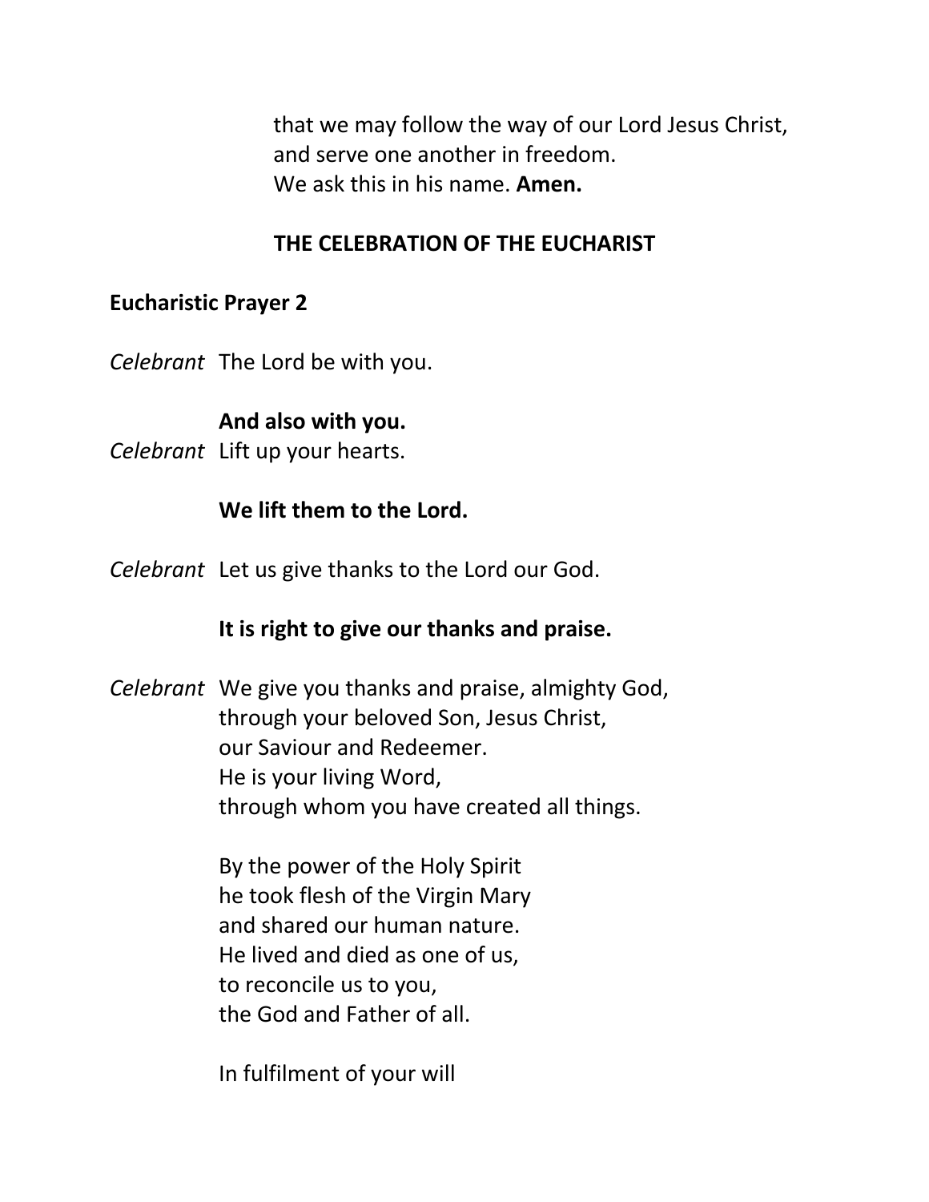that we may follow the way of our Lord Jesus Christ,
and serve one another in freedom.
We ask this in his name. **Amen.**

## THE CELEBRATION OF THE EUCHARIST

### Eucharistic Prayer 2

*Celebrant* The Lord be with you.

**And also with you.**

*Celebrant* Lift up your hearts.

**We lift them to the Lord.**

*Celebrant* Let us give thanks to the Lord our God.

**It is right to give our thanks and praise.**

*Celebrant* We give you thanks and praise, almighty God,
through your beloved Son, Jesus Christ,
our Saviour and Redeemer.
He is your living Word,
through whom you have created all things.

By the power of the Holy Spirit
he took flesh of the Virgin Mary
and shared our human nature.
He lived and died as one of us,
to reconcile us to you,
the God and Father of all.

In fulfilment of your will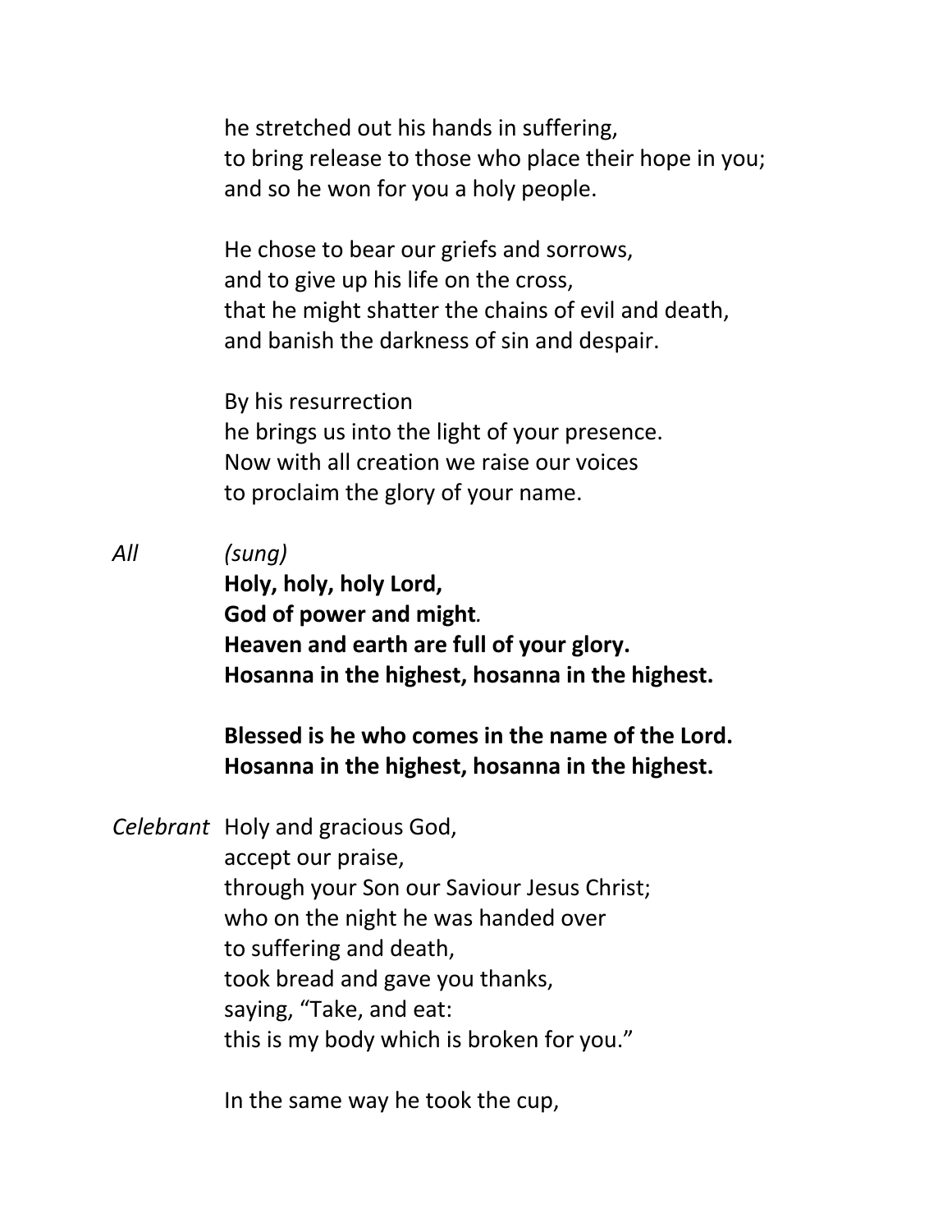he stretched out his hands in suffering,
to bring release to those who place their hope in you;
and so he won for you a holy people.

He chose to bear our griefs and sorrows,
and to give up his life on the cross,
that he might shatter the chains of evil and death,
and banish the darkness of sin and despair.

By his resurrection
he brings us into the light of your presence.
Now with all creation we raise our voices
to proclaim the glory of your name.

*All* *(sung)*
**Holy, holy, holy Lord,**
**God of power and might.**
**Heaven and earth are full of your glory.**
**Hosanna in the highest, hosanna in the highest.**

**Blessed is he who comes in the name of the Lord.**
**Hosanna in the highest, hosanna in the highest.**

*Celebrant* Holy and gracious God,
accept our praise,
through your Son our Saviour Jesus Christ;
who on the night he was handed over
to suffering and death,
took bread and gave you thanks,
saying, "Take, and eat:
this is my body which is broken for you."

In the same way he took the cup,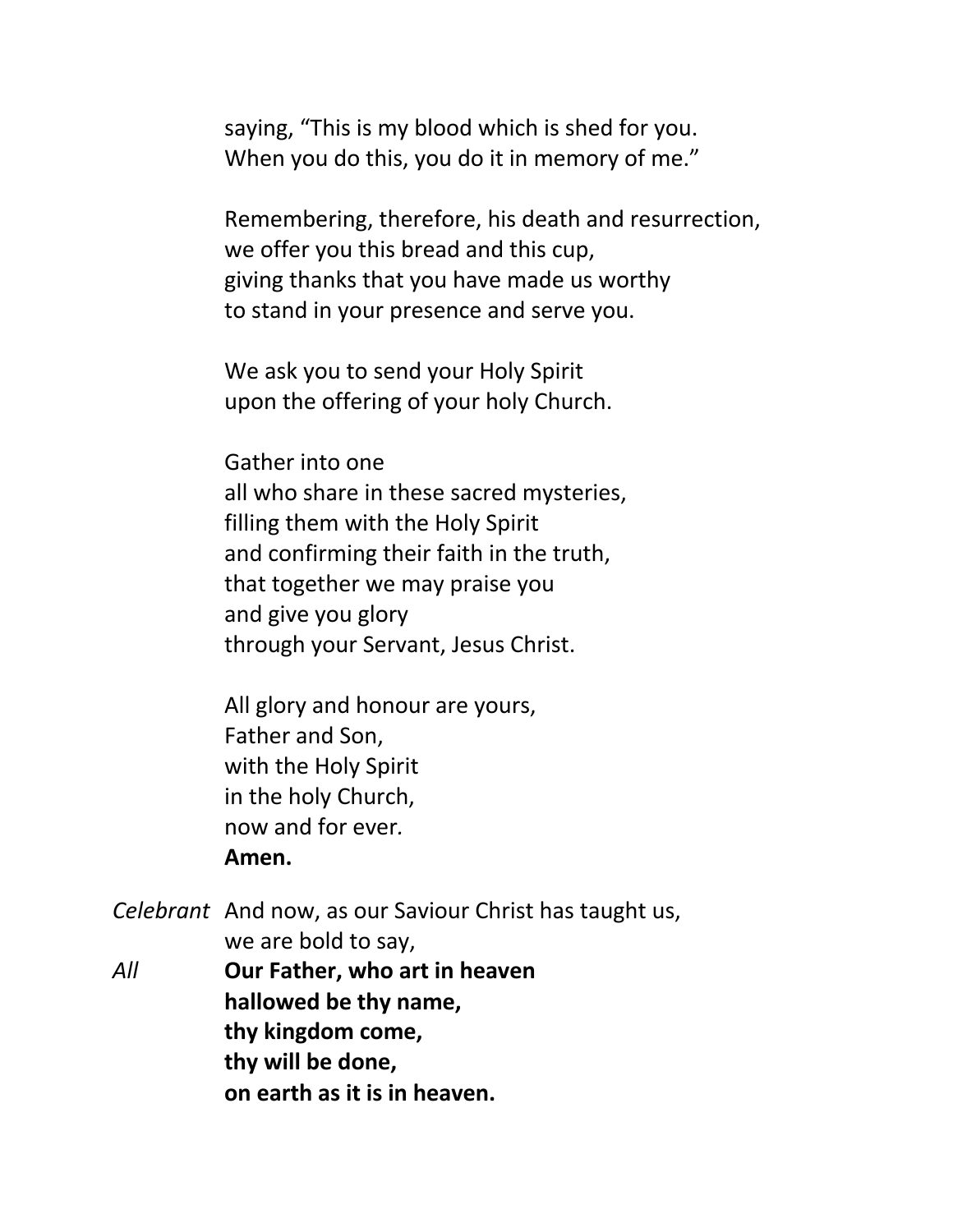saying, "This is my blood which is shed for you.
When you do this, you do it in memory of me."

Remembering, therefore, his death and resurrection,
we offer you this bread and this cup,
giving thanks that you have made us worthy
to stand in your presence and serve you.

We ask you to send your Holy Spirit
upon the offering of your holy Church.

Gather into one
all who share in these sacred mysteries,
filling them with the Holy Spirit
and confirming their faith in the truth,
that together we may praise you
and give you glory
through your Servant, Jesus Christ.

All glory and honour are yours,
Father and Son,
with the Holy Spirit
in the holy Church,
now and for ever.
**Amen.**

*Celebrant* And now, as our Saviour Christ has taught us,
we are bold to say,

*All* **Our Father, who art in heaven**
**hallowed be thy name,**
**thy kingdom come,**
**thy will be done,**
**on earth as it is in heaven.**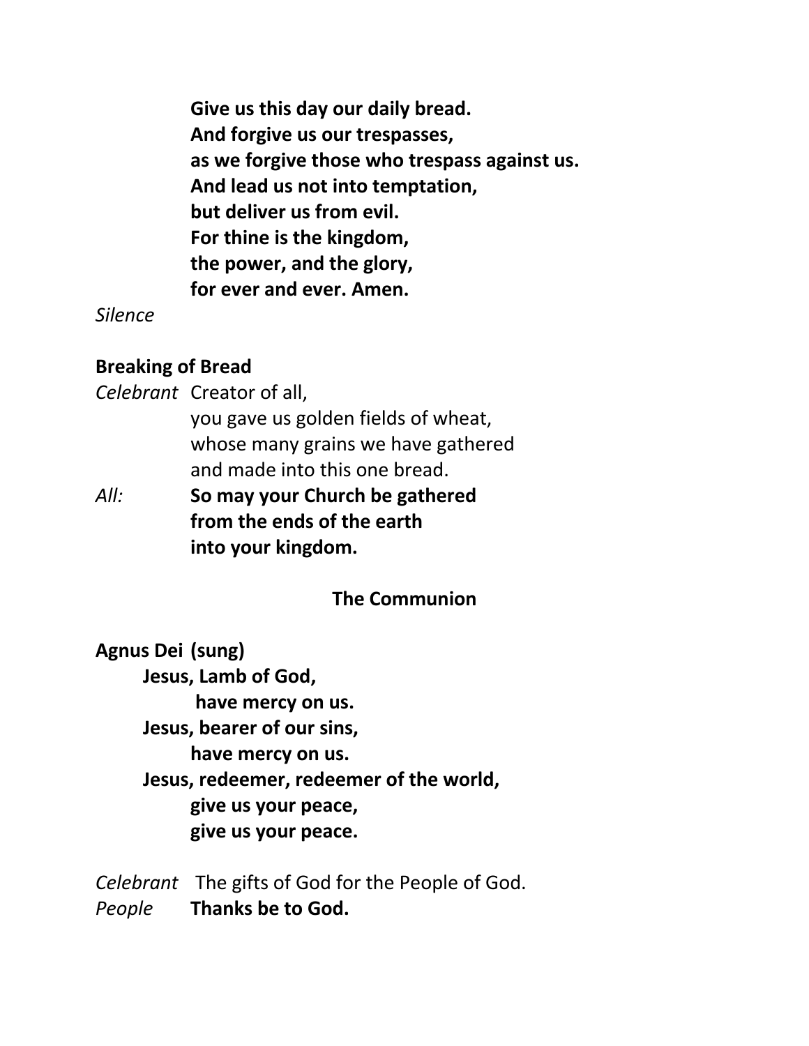**Give us this day our daily bread.**
**And forgive us our trespasses,**
**as we forgive those who trespass against us.**
**And lead us not into temptation,**
**but deliver us from evil.**
**For thine is the kingdom,**
**the power, and the glory,**
**for ever and ever. Amen.**

*Silence*

**Breaking of Bread**

*Celebrant* Creator of all,
you gave us golden fields of wheat,
whose many grains we have gathered
and made into this one bread.

*All:* **So may your Church be gathered**
**from the ends of the earth**
**into your kingdom.**

## The Communion

**Agnus Dei (sung)**

**Jesus, Lamb of God,**
**have mercy on us.**
**Jesus, bearer of our sins,**
**have mercy on us.**
**Jesus, redeemer, redeemer of the world,**
**give us your peace,**
**give us your peace.**

*Celebrant* The gifts of God for the People of God.
*People* **Thanks be to God.**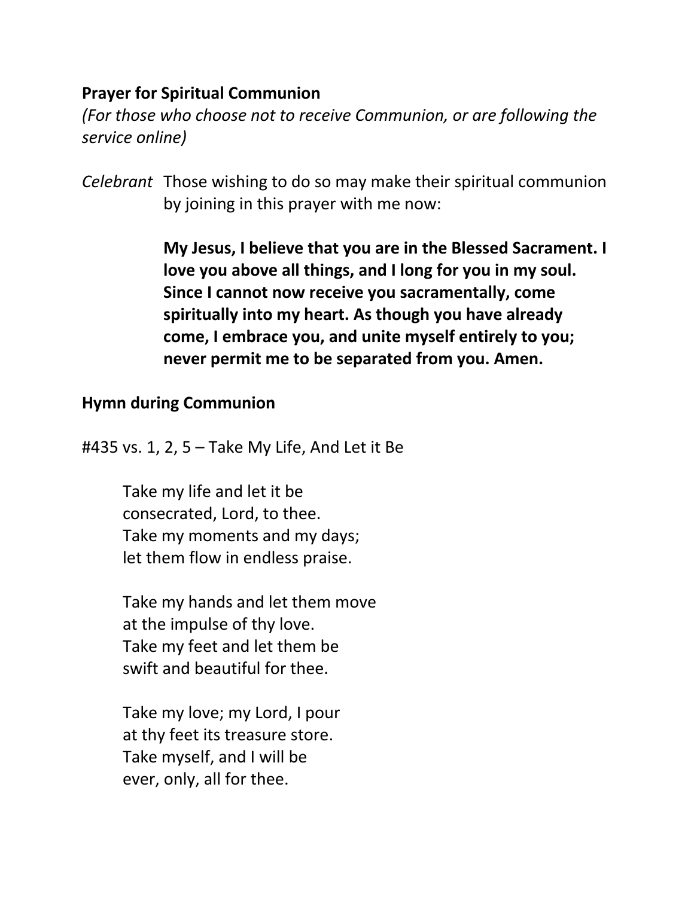**Prayer for Spiritual Communion**

*(For those who choose not to receive Communion, or are following the service online)*

*Celebrant* Those wishing to do so may make their spiritual communion by joining in this prayer with me now:

**My Jesus, I believe that you are in the Blessed Sacrament. I love you above all things, and I long for you in my soul. Since I cannot now receive you sacramentally, come spiritually into my heart. As though you have already come, I embrace you, and unite myself entirely to you; never permit me to be separated from you. Amen.**

**Hymn during Communion**

#435 vs. 1, 2, 5 – Take My Life, And Let it Be

Take my life and let it be
consecrated, Lord, to thee.
Take my moments and my days;
let them flow in endless praise.

Take my hands and let them move
at the impulse of thy love.
Take my feet and let them be
swift and beautiful for thee.

Take my love; my Lord, I pour
at thy feet its treasure store.
Take myself, and I will be
ever, only, all for thee.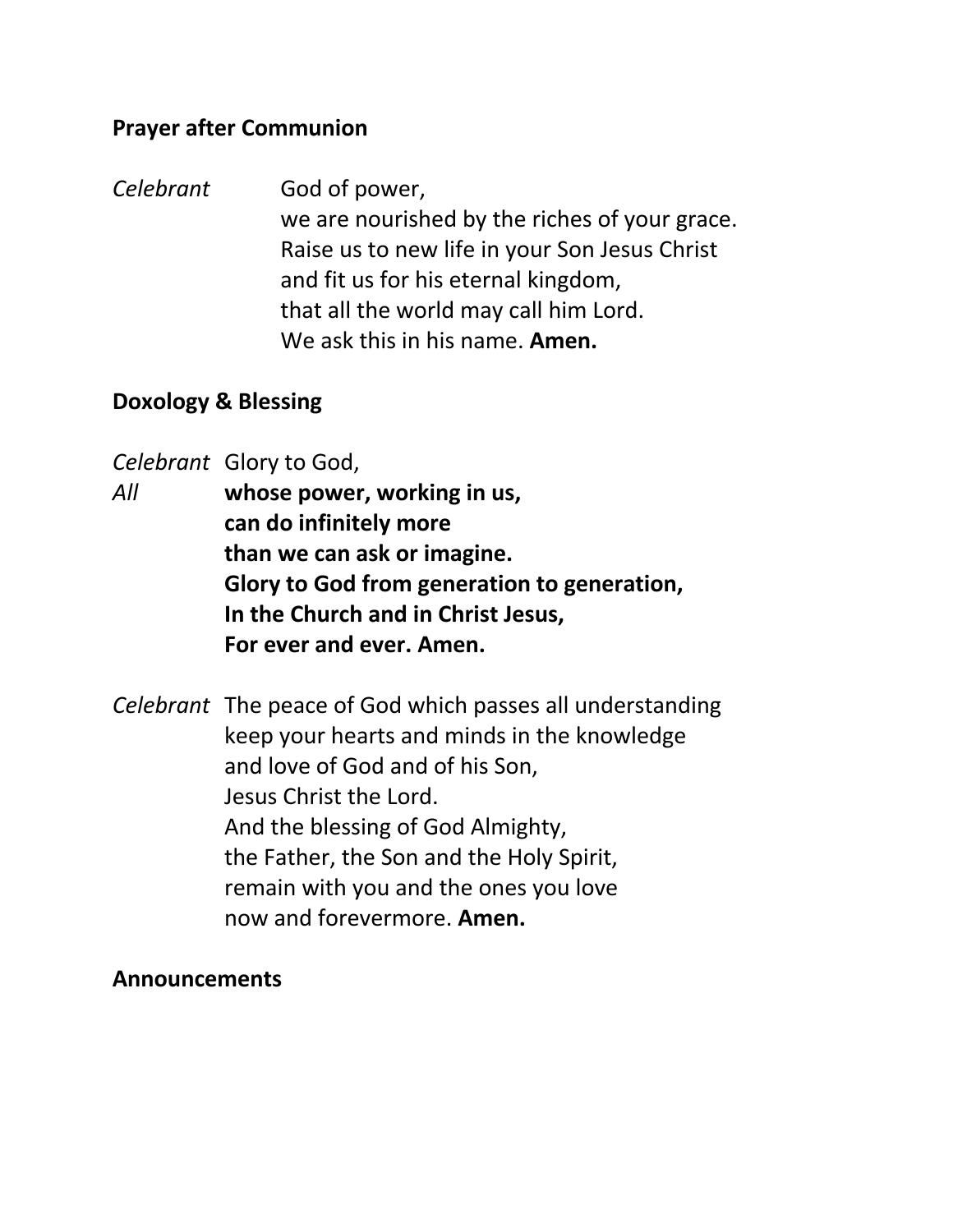**Prayer after Communion**

*Celebrant* God of power,
we are nourished by the riches of your grace.
Raise us to new life in your Son Jesus Christ
and fit us for his eternal kingdom,
that all the world may call him Lord.
We ask this in his name. **Amen.**

**Doxology & Blessing**

*Celebrant* Glory to God,
*All* **whose power, working in us,**
**can do infinitely more**
**than we can ask or imagine.**
**Glory to God from generation to generation,**
**In the Church and in Christ Jesus,**
**For ever and ever. Amen.**

*Celebrant* The peace of God which passes all understanding
keep your hearts and minds in the knowledge
and love of God and of his Son,
Jesus Christ the Lord.
And the blessing of God Almighty,
the Father, the Son and the Holy Spirit,
remain with you and the ones you love
now and forevermore. **Amen.**

**Announcements**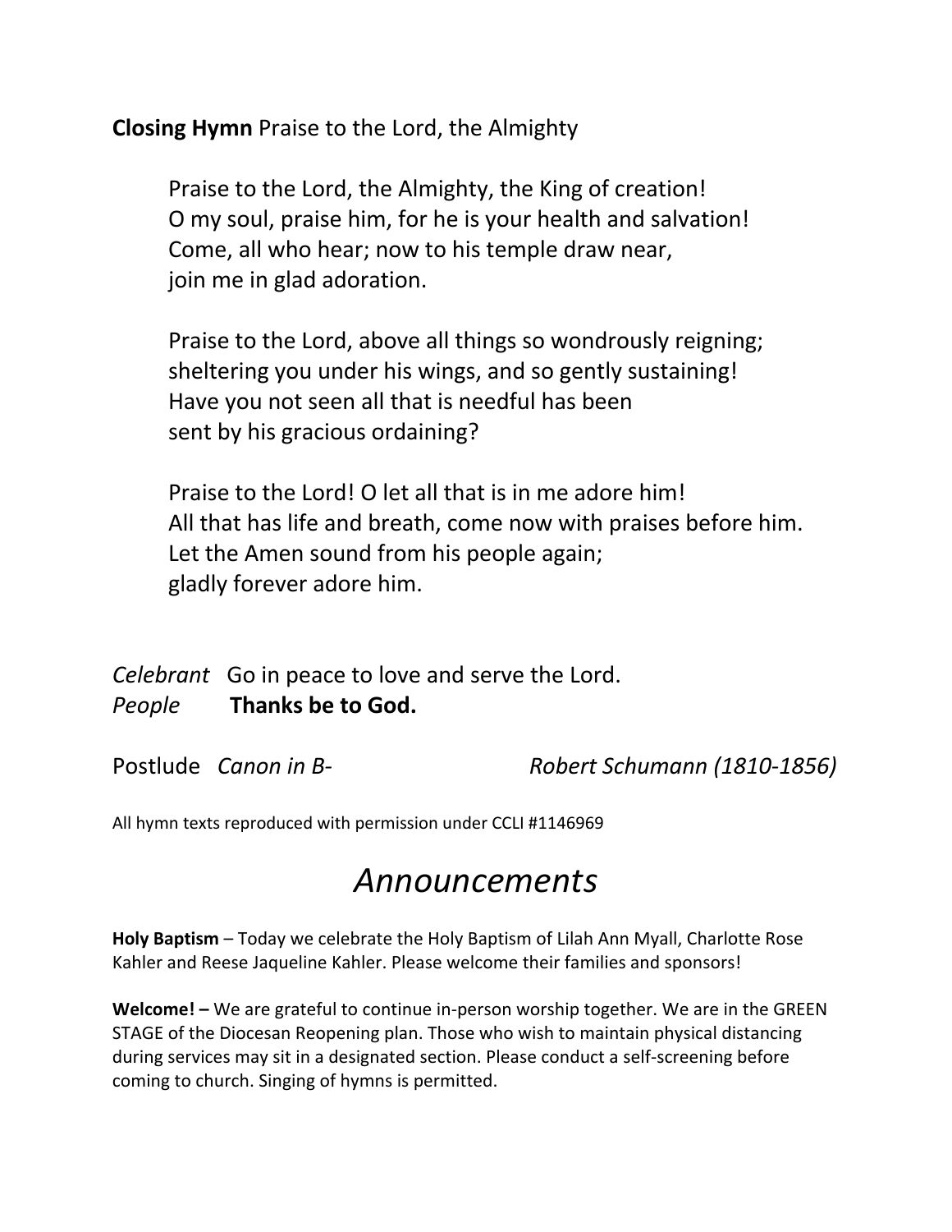**Closing Hymn** Praise to the Lord, the Almighty

Praise to the Lord, the Almighty, the King of creation!
O my soul, praise him, for he is your health and salvation!
Come, all who hear; now to his temple draw near,
join me in glad adoration.

Praise to the Lord, above all things so wondrously reigning;
sheltering you under his wings, and so gently sustaining!
Have you not seen all that is needful has been
sent by his gracious ordaining?

Praise to the Lord! O let all that is in me adore him!
All that has life and breath, come now with praises before him.
Let the Amen sound from his people again;
gladly forever adore him.

*Celebrant* Go in peace to love and serve the Lord.
*People* **Thanks be to God.**

Postlude *Canon in B-* *Robert Schumann (1810-1856)*

All hymn texts reproduced with permission under CCLI #1146969

# *Announcements*

**Holy Baptism** – Today we celebrate the Holy Baptism of Lilah Ann Myall, Charlotte Rose Kahler and Reese Jaqueline Kahler. Please welcome their families and sponsors!

**Welcome! –** We are grateful to continue in-person worship together. We are in the GREEN STAGE of the Diocesan Reopening plan. Those who wish to maintain physical distancing during services may sit in a designated section. Please conduct a self-screening before coming to church. Singing of hymns is permitted.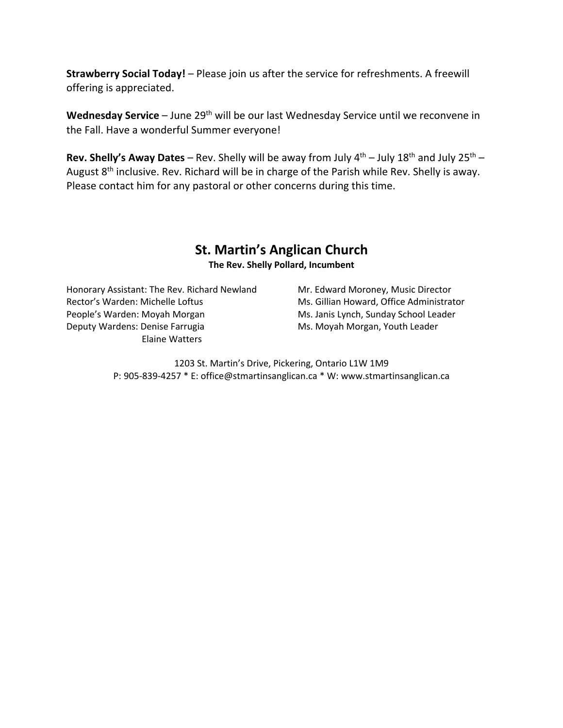**Strawberry Social Today!** – Please join us after the service for refreshments. A freewill offering is appreciated.

**Wednesday Service** – June 29th will be our last Wednesday Service until we reconvene in the Fall. Have a wonderful Summer everyone!

**Rev. Shelly's Away Dates** – Rev. Shelly will be away from July 4th – July 18th and July 25th – August 8th inclusive. Rev. Richard will be in charge of the Parish while Rev. Shelly is away. Please contact him for any pastoral or other concerns during this time.

## St. Martin's Anglican Church

**The Rev. Shelly Pollard, Incumbent**

Honorary Assistant: The Rev. Richard Newland
Rector's Warden: Michelle Loftus
People's Warden: Moyah Morgan
Deputy Wardens: Denise Farrugia
Elaine Watters

Mr. Edward Moroney, Music Director
Ms. Gillian Howard, Office Administrator
Ms. Janis Lynch, Sunday School Leader
Ms. Moyah Morgan, Youth Leader

1203 St. Martin's Drive, Pickering, Ontario L1W 1M9
P: 905-839-4257 * E: office@stmartinsanglican.ca * W: www.stmartinsanglican.ca